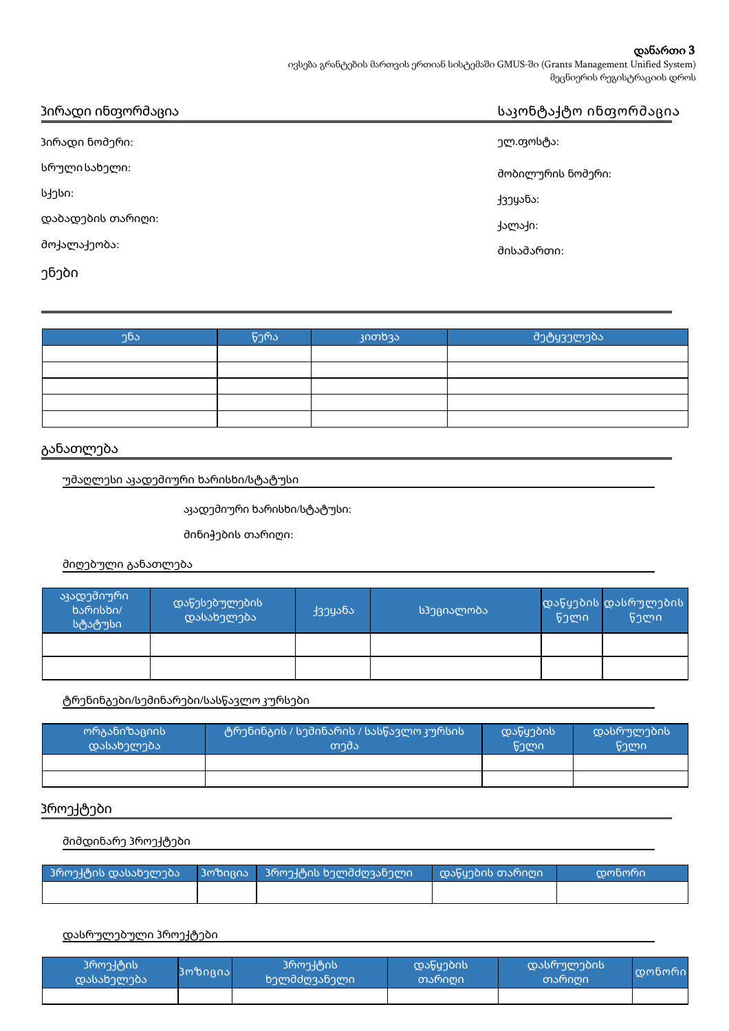**დანართი 3**

ივსება გრანტების მართვის ერთიან სისტემაში GMUS-ში (Grants Management Unified System) მეცნიერის რეგისტრაციის დროს

## პირადი ინფორმაცია

პირადი ნომერი:

სრული სახელი:

სქესი:

დაბადების თარიღი:

მოქალაქეობა:

## საკონტაქტო ინფორმაცია

ელ.ფოსტა:

მობილურის ნომერი:

ქვეყანა:

ქალაქი:

მისამართი:

## ენები

| ენა | წერა | კითხვა | მეტყველება |
|---|---|---|---|
| | | | |
| | | | |
| | | | |
| | | | |
| | | | |

## განათლება

### უმაღლესი აკადემიური ხარისხი/სტატუსი

აკადემიური ხარისხი/სტატუსი:

მინიჭების თარიღი:

### მიღებული განათლება

| აკადემიური ხარისხი/ სტატუსი | დაწესებულების დასახელება | ქვეყანა | სპეციალობა | დაწყების წელი | დასრულების წელი |
|---|---|---|---|---|---|
| | | | | | |
| | | | | | |

### ტრენინგები/სემინარები/სასწავლო კურსები

| ორგანიზაციის დასახელება | ტრენინგის / სემინარის / სასწავლო კურსის თემა | დაწყების წელი | დასრულების წელი |
|---|---|---|---|
| | | | |
| | | | |

## პროექტები

### მიმდინარე პროექტები

| პროექტის დასახელება | პოზიცია | პროექტის ხელმძღვანელი | დაწყების თარიღი | დონორი |
|---|---|---|---|---|
| | | | | |

### დასრულებული პროექტები

| პროექტის დასახელება | პოზიცია | პროექტის ხელმძღვანელი | დაწყების თარიღი | დასრულების თარიღი | დონორი |
|---|---|---|---|---|---|
| | | | | | |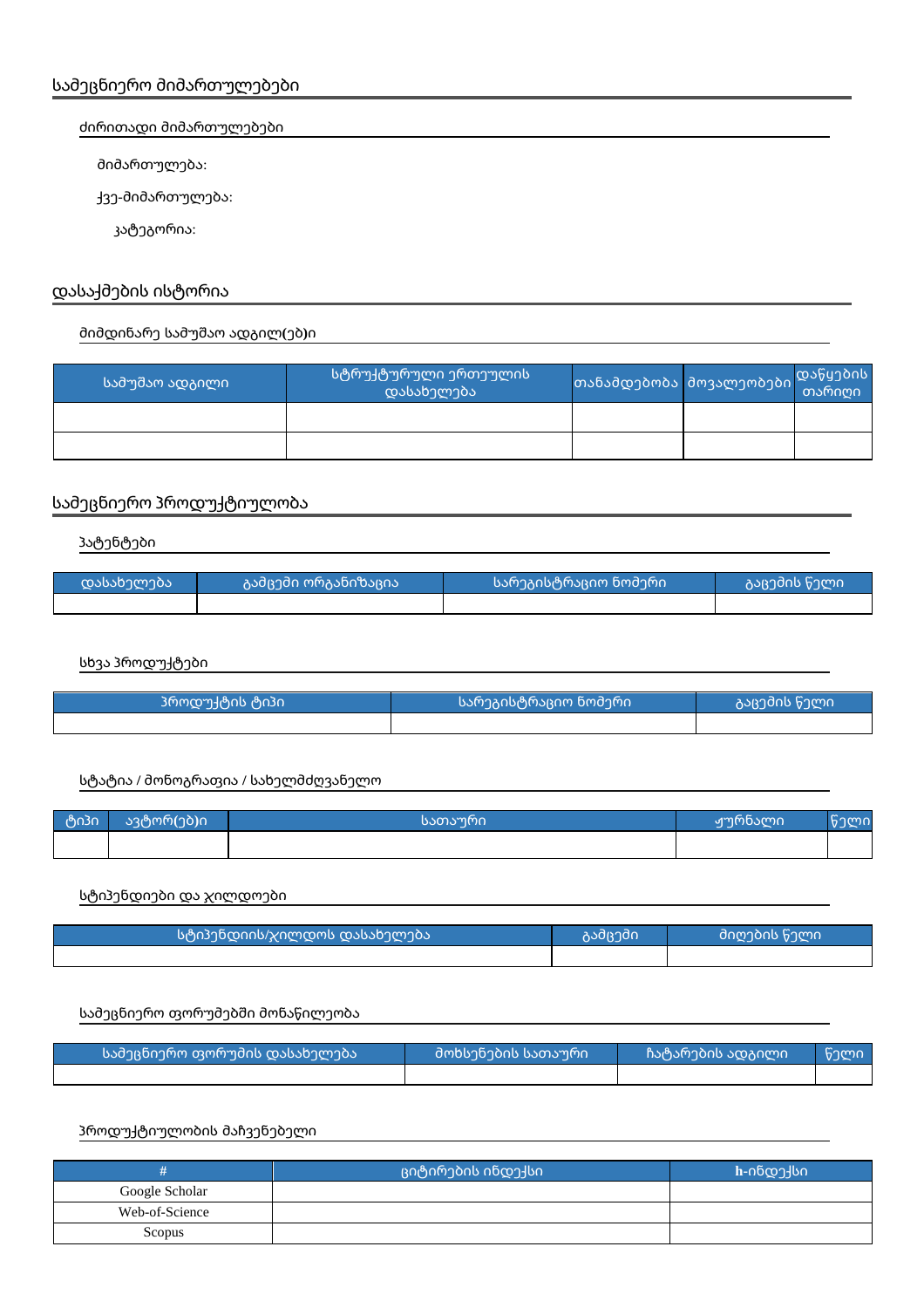## სამეცნიერო მიმართულებები

### ძირითადი მიმართულებები

მიმართულება:

ქვე-მიმართულება:

კატეგორია:

## დასაქმების ისტორია

### მიმდინარე სამუშაო ადგილ(ებ)ი

| სამუშაო ადგილი | სტრუქტურული ერთეულის დასახელება | თანამდებობა | მოვალეობები | დაწყების თარიღი |
|---|---|---|---|---|
| | | | | |
| | | | | |

## სამეცნიერო პროდუქტიულობა

### პატენტები

| დასახელება | გამცემი ორგანიზაცია | სარეგისტრაციო ნომერი | გაცემის წელი |
|---|---|---|---|
| | | | |

### სხვა პროდუქტები

| პროდუქტის ტიპი | სარეგისტრაციო ნომერი | გაცემის წელი |
|---|---|---|
| | | |

### სტატია / მონოგრაფია / სახელმძღვანელო

| ტიპი | ავტორ(ებ)ი | სათაური | ჟურნალი | წელი |
|---|---|---|---|---|
| | | | | |

### სტიპენდიები და ჯილდოები

| სტიპენდიის/ჯილდოს დასახელება | გამცემი | მიღების წელი |
|---|---|---|
| | | |

### სამეცნიერო ფორუმებში მონაწილეობა

| სამეცნიერო ფორუმის დასახელება | მოხსენების სათაური | ჩატარების ადგილი | წელი |
|---|---|---|---|
| | | | |

### პროდუქტიულობის მაჩვენებელი

| # | ციტირების ინდექსი | h-ინდექსი |
|---|---|---|
| Google Scholar | | |
| Web-of-Science | | |
| Scopus | | |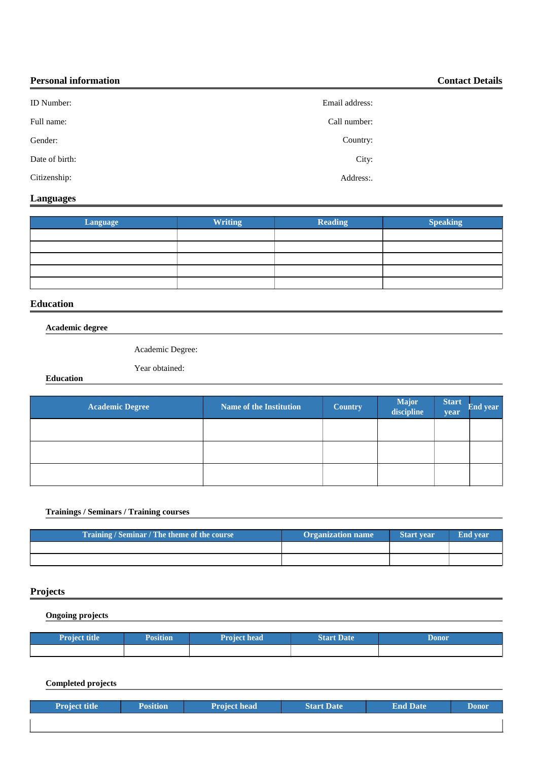## Personal information

## Contact Details

ID Number:

Full name:

Gender:

Date of birth:

Citizenship:

Email address:

Call number:

Country:

City:

Address:.

## Languages

| Language | Writing | Reading | Speaking |
|---|---|---|---|
| | | | |
| | | | |
| | | | |
| | | | |
| | | | |

## Education

### Academic degree

Academic Degree:

Year obtained:

### Education

| Academic Degree | Name of the Institution | Country | Major discipline | Start year | End year |
|---|---|---|---|---|---|
| | | | | | |
| | | | | | |
| | | | | | |

### Trainings / Seminars / Training courses

| Training / Seminar / The theme of the course | Organization name | Start year | End year |
|---|---|---|---|
| | | | |
| | | | |

## Projects

### Ongoing projects

| Project title | Position | Project head | Start Date | Donor |
|---|---|---|---|---|
| | | | | |

### Completed projects

| Project title | Position | Project head | Start Date | End Date | Donor |
|---|---|---|---|---|---|
| | | | | | |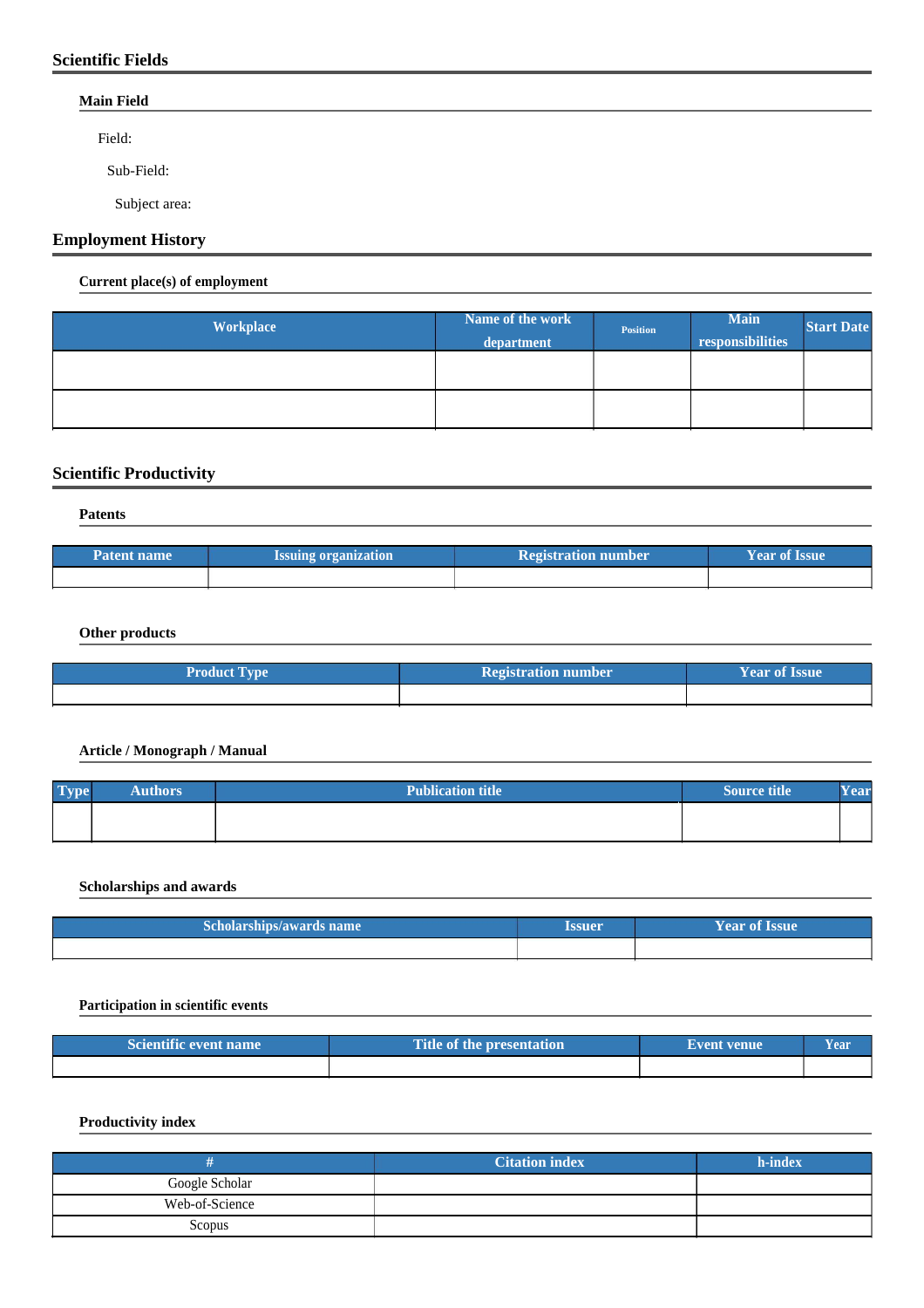## Scientific Fields

### Main Field

Field:

Sub-Field:

Subject area:

## Employment History

### Current place(s) of employment

| Workplace | Name of the work department | Position | Main responsibilities | Start Date |
|---|---|---|---|---|
| | | | | |
| | | | | |

## Scientific Productivity

### Patents

| Patent name | Issuing organization | Registration number | Year of Issue |
|---|---|---|---|
| | | | |

### Other products

| Product Type | Registration number | Year of Issue |
|---|---|---|
| | | |

### Article / Monograph / Manual

| Type | Authors | Publication title | Source title | Year |
|---|---|---|---|---|
| | | | | |

### Scholarships and awards

| Scholarships/awards name | Issuer | Year of Issue |
|---|---|---|
| | | |

### Participation in scientific events

| Scientific event name | Title of the presentation | Event venue | Year |
|---|---|---|---|
| | | | |

### Productivity index

| # | Citation index | h-index |
|---|---|---|
| Google Scholar | | |
| Web-of-Science | | |
| Scopus | | |